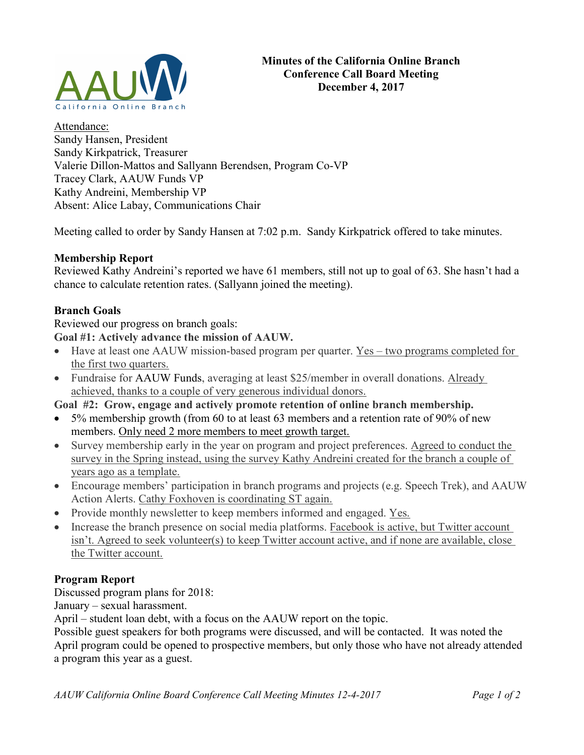# Minutes of the California Online Branch Conference Call Board Meeting December 4, 2017

Attendance:
Sandy Hansen, President
Sandy Kirkpatrick, Treasurer
Valerie Dillon-Mattos and Sallyann Berendsen, Program Co-VP
Tracey Clark, AAUW Funds VP
Kathy Andreini, Membership VP
Absent: Alice Labay, Communications Chair

Meeting called to order by Sandy Hansen at 7:02 p.m. Sandy Kirkpatrick offered to take minutes.

**Membership Report**
Reviewed Kathy Andreini's reported we have 61 members, still not up to goal of 63. She hasn't had a chance to calculate retention rates. (Sallyann joined the meeting).

**Branch Goals**
Reviewed our progress on branch goals:
**Goal #1: Actively advance the mission of AAUW.**

- Have at least one AAUW mission-based program per quarter. Yes – two programs completed for the first two quarters.
- Fundraise for AAUW Funds, averaging at least $25/member in overall donations. Already achieved, thanks to a couple of very generous individual donors.

**Goal #2: Grow, engage and actively promote retention of online branch membership.**

- 5% membership growth (from 60 to at least 63 members and a retention rate of 90% of new members. Only need 2 more members to meet growth target.
- Survey membership early in the year on program and project preferences. Agreed to conduct the survey in the Spring instead, using the survey Kathy Andreini created for the branch a couple of years ago as a template.
- Encourage members' participation in branch programs and projects (e.g. Speech Trek), and AAUW Action Alerts. Cathy Foxhoven is coordinating ST again.
- Provide monthly newsletter to keep members informed and engaged. Yes.
- Increase the branch presence on social media platforms. Facebook is active, but Twitter account isn't. Agreed to seek volunteer(s) to keep Twitter account active, and if none are available, close the Twitter account.

**Program Report**
Discussed program plans for 2018:
January – sexual harassment.
April – student loan debt, with a focus on the AAUW report on the topic.
Possible guest speakers for both programs were discussed, and will be contacted. It was noted the April program could be opened to prospective members, but only those who have not already attended a program this year as a guest.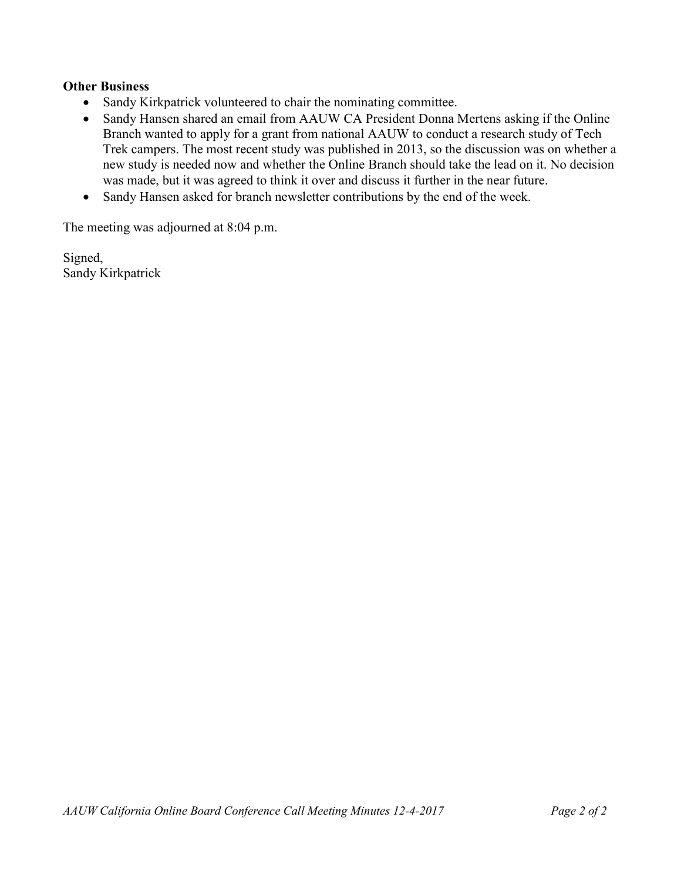**Other Business**

- Sandy Kirkpatrick volunteered to chair the nominating committee.
- Sandy Hansen shared an email from AAUW CA President Donna Mertens asking if the Online Branch wanted to apply for a grant from national AAUW to conduct a research study of Tech Trek campers. The most recent study was published in 2013, so the discussion was on whether a new study is needed now and whether the Online Branch should take the lead on it. No decision was made, but it was agreed to think it over and discuss it further in the near future.
- Sandy Hansen asked for branch newsletter contributions by the end of the week.

The meeting was adjourned at 8:04 p.m.

Signed,
Sandy Kirkpatrick